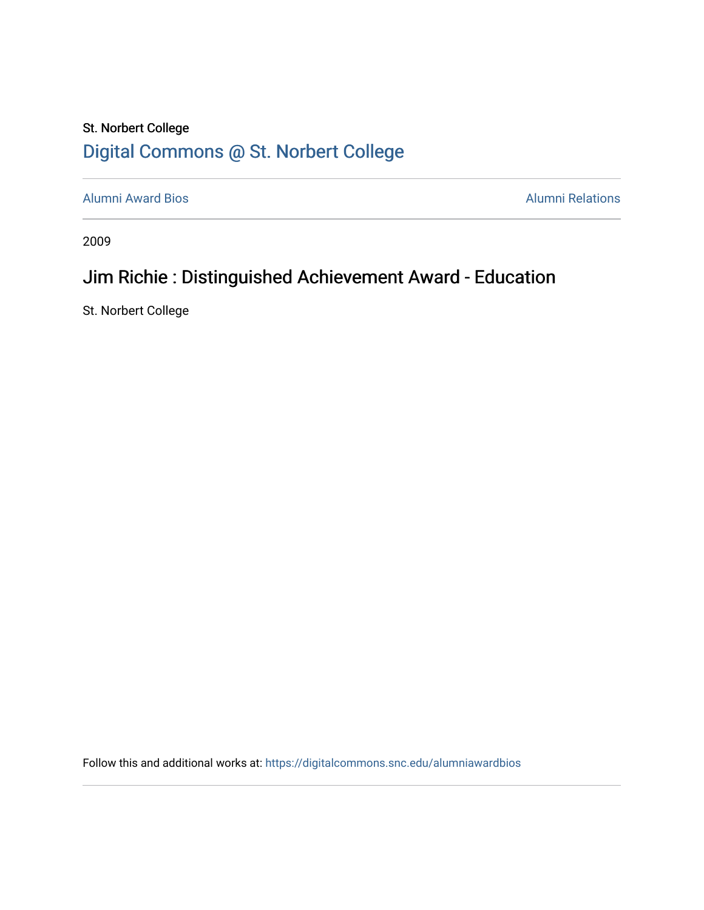St. Norbert College

# Digital Commons @ St. Norbert College

Alumni Award Bios

Alumni Relations

2009

## Jim Richie : Distinguished Achievement Award - Education

St. Norbert College

Follow this and additional works at: https://digitalcommons.snc.edu/alumniawardbios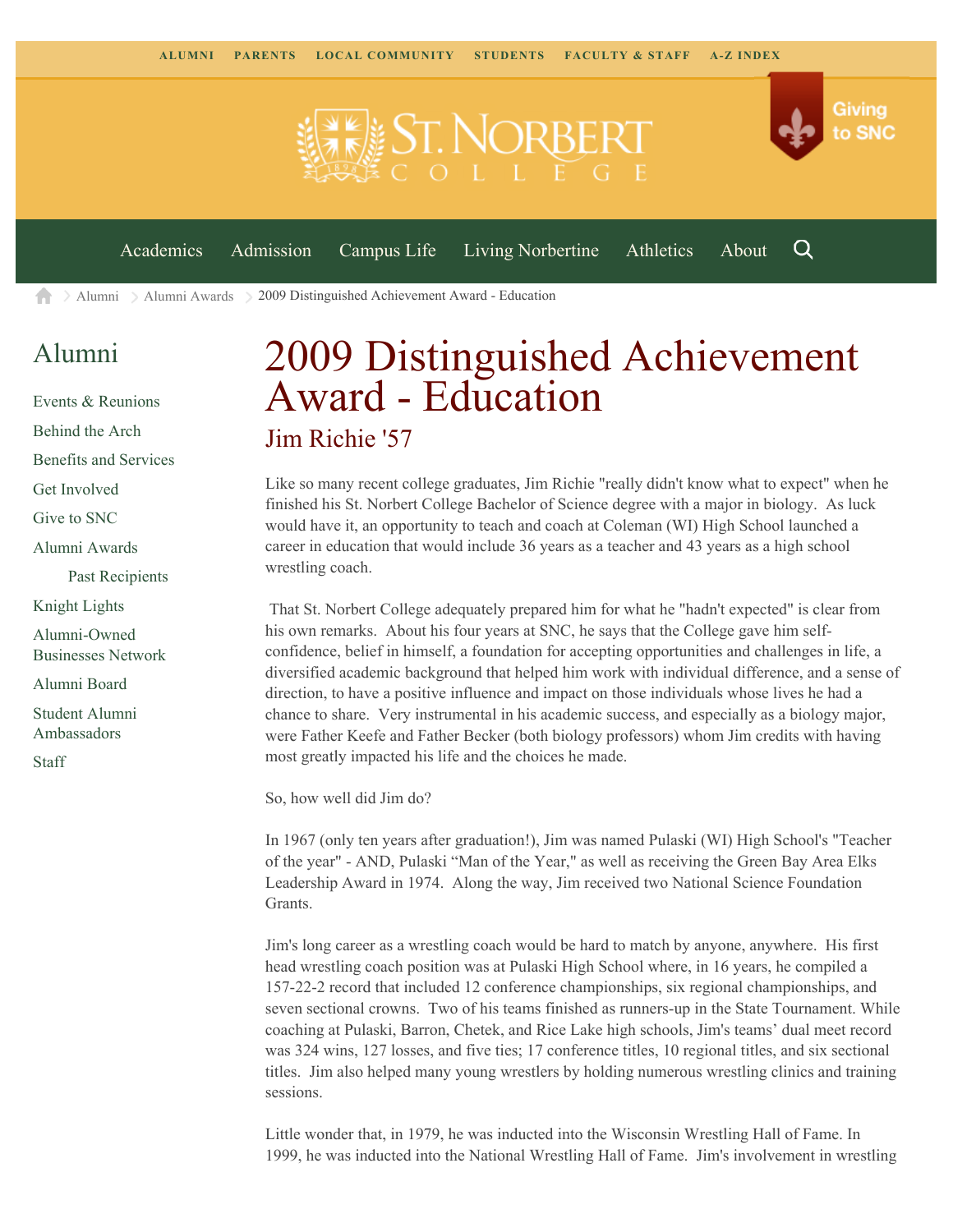ALUMNI PARENTS LOCAL COMMUNITY STUDENTS FACULTY & STAFF A-Z INDEX

Giving to SNC

Academics Admission Campus Life Living Norbertine Athletics About

Alumni > Alumni Awards > 2009 Distinguished Achievement Award - Education

## Alumni

- Events & Reunions
- Behind the Arch
- Benefits and Services
- Get Involved
- Give to SNC
- Alumni Awards
    - Past Recipients
- Knight Lights
- Alumni-Owned Businesses Network
- Alumni Board
- Student Alumni Ambassadors
- Staff

# 2009 Distinguished Achievement Award - Education

## Jim Richie '57

Like so many recent college graduates, Jim Richie "really didn't know what to expect" when he finished his St. Norbert College Bachelor of Science degree with a major in biology. As luck would have it, an opportunity to teach and coach at Coleman (WI) High School launched a career in education that would include 36 years as a teacher and 43 years as a high school wrestling coach.

That St. Norbert College adequately prepared him for what he "hadn't expected" is clear from his own remarks. About his four years at SNC, he says that the College gave him self-confidence, belief in himself, a foundation for accepting opportunities and challenges in life, a diversified academic background that helped him work with individual difference, and a sense of direction, to have a positive influence and impact on those individuals whose lives he had a chance to share. Very instrumental in his academic success, and especially as a biology major, were Father Keefe and Father Becker (both biology professors) whom Jim credits with having most greatly impacted his life and the choices he made.

So, how well did Jim do?

In 1967 (only ten years after graduation!), Jim was named Pulaski (WI) High School's "Teacher of the year" - AND, Pulaski "Man of the Year," as well as receiving the Green Bay Area Elks Leadership Award in 1974. Along the way, Jim received two National Science Foundation Grants.

Jim's long career as a wrestling coach would be hard to match by anyone, anywhere. His first head wrestling coach position was at Pulaski High School where, in 16 years, he compiled a 157-22-2 record that included 12 conference championships, six regional championships, and seven sectional crowns. Two of his teams finished as runners-up in the State Tournament. While coaching at Pulaski, Barron, Chetek, and Rice Lake high schools, Jim's teams' dual meet record was 324 wins, 127 losses, and five ties; 17 conference titles, 10 regional titles, and six sectional titles. Jim also helped many young wrestlers by holding numerous wrestling clinics and training sessions.

Little wonder that, in 1979, he was inducted into the Wisconsin Wrestling Hall of Fame. In 1999, he was inducted into the National Wrestling Hall of Fame. Jim's involvement in wrestling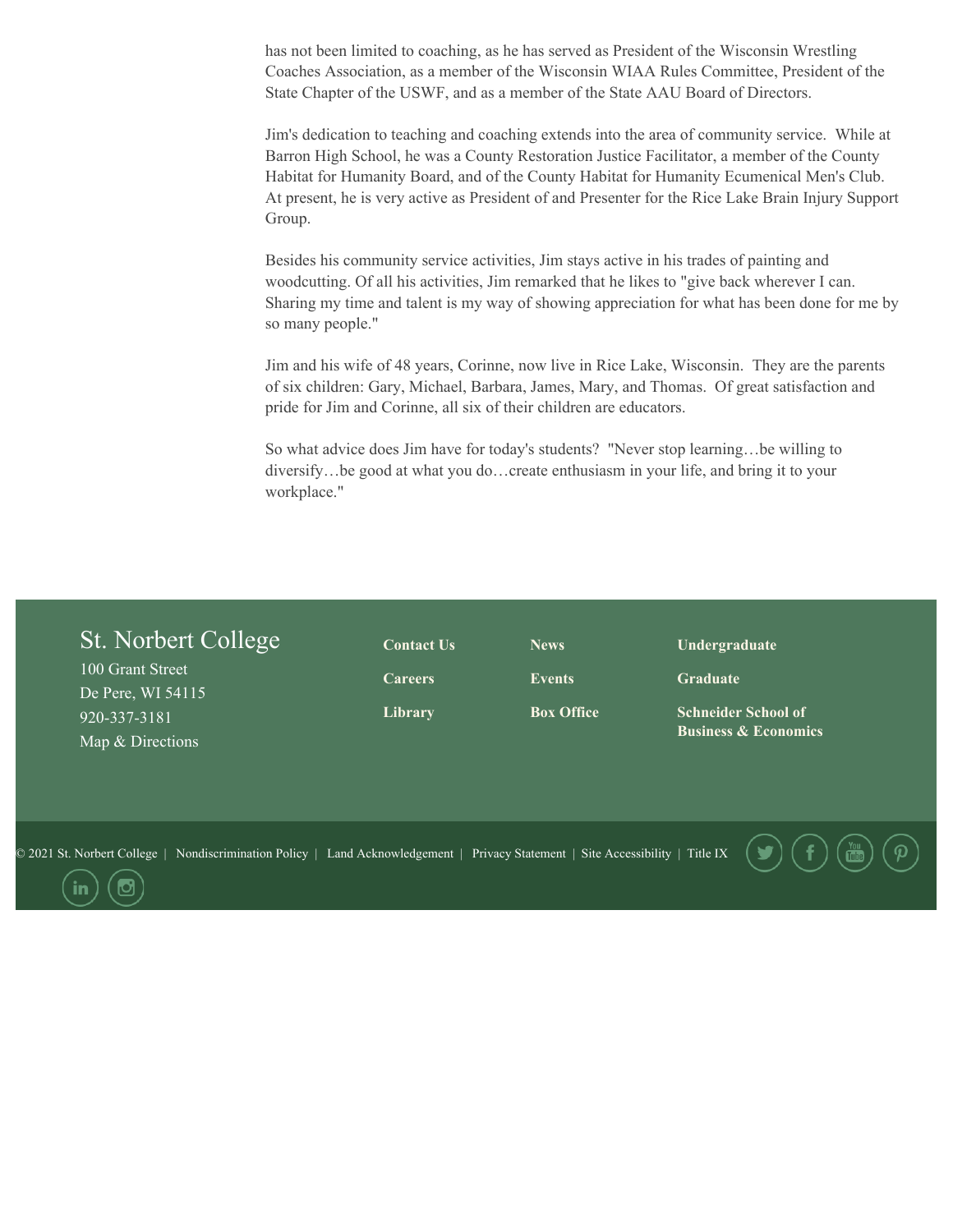has not been limited to coaching, as he has served as President of the Wisconsin Wrestling Coaches Association, as a member of the Wisconsin WIAA Rules Committee, President of the State Chapter of the USWF, and as a member of the State AAU Board of Directors.

Jim's dedication to teaching and coaching extends into the area of community service. While at Barron High School, he was a County Restoration Justice Facilitator, a member of the County Habitat for Humanity Board, and of the County Habitat for Humanity Ecumenical Men's Club. At present, he is very active as President of and Presenter for the Rice Lake Brain Injury Support Group.

Besides his community service activities, Jim stays active in his trades of painting and woodcutting. Of all his activities, Jim remarked that he likes to "give back wherever I can. Sharing my time and talent is my way of showing appreciation for what has been done for me by so many people."

Jim and his wife of 48 years, Corinne, now live in Rice Lake, Wisconsin. They are the parents of six children: Gary, Michael, Barbara, James, Mary, and Thomas. Of great satisfaction and pride for Jim and Corinne, all six of their children are educators.

So what advice does Jim have for today's students? "Never stop learning…be willing to diversify…be good at what you do…create enthusiasm in your life, and bring it to your workplace."

St. Norbert College
100 Grant Street
De Pere, WI 54115
920-337-3181
Map & Directions

**Contact Us**
**Careers**
**Library**

**News**
**Events**
**Box Office**

**Undergraduate**
**Graduate**
**Schneider School of Business & Economics**

© 2021 St. Norbert College | Nondiscrimination Policy | Land Acknowledgement | Privacy Statement | Site Accessibility | Title IX